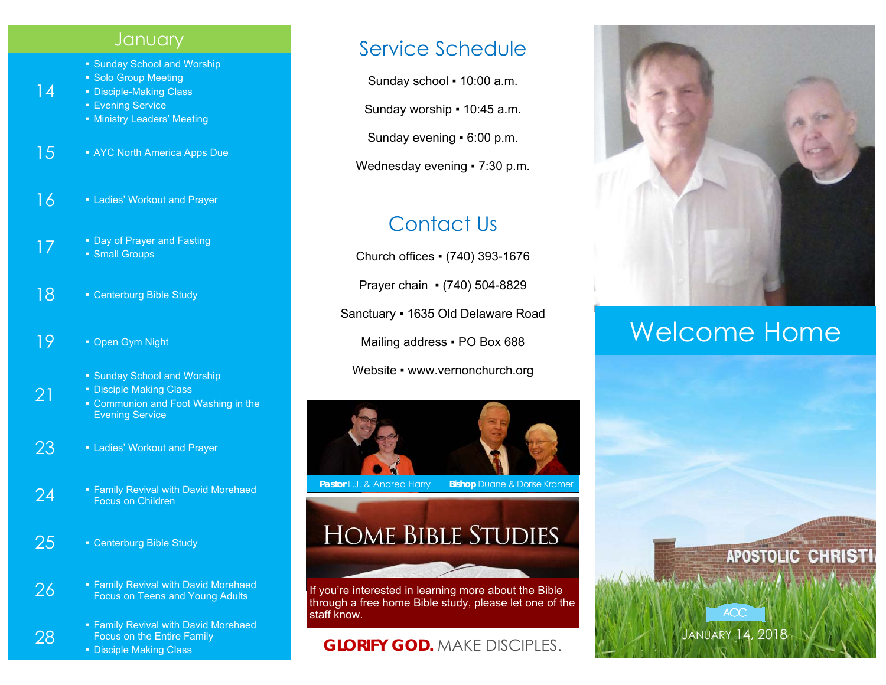## January

**14**
- Sunday School and Worship
- Solo Group Meeting
- Disciple-Making Class
- Evening Service
- Ministry Leaders' Meeting

**15**
- AYC North America Apps Due

**16**
- Ladies' Workout and Prayer

**17**
- Day of Prayer and Fasting
- Small Groups

**18**
- Centerburg Bible Study

**19**
- Open Gym Night

**21**
- Sunday School and Worship
- Disciple Making Class
- Communion and Foot Washing in the Evening Service

**23**
- Ladies' Workout and Prayer

**24**
- Family Revival with David Morehaed Focus on Children

**25**
- Centerburg Bible Study

**26**
- Family Revival with David Morehaed Focus on Teens and Young Adults

**28**
- Family Revival with David Morehaed Focus on the Entire Family
- Disciple Making Class

## Service Schedule

Sunday school ▪ 10:00 a.m.

Sunday worship ▪ 10:45 a.m.

Sunday evening ▪ 6:00 p.m.

Wednesday evening ▪ 7:30 p.m.

## Contact Us

Church offices ▪ (740) 393-1676

Prayer chain ▪ (740) 504-8829

Sanctuary ▪ 1635 Old Delaware Road

Mailing address ▪ PO Box 688

Website ▪ www.vernonchurch.org

**Pastor** L.J. & Andrea Harry **Bishop** Duane & Dorise Kramer

## Home Bible Studies

If you're interested in learning more about the Bible through a free home Bible study, please let one of the staff know.

**GLORIFY GOD.** MAKE DISCIPLES.

# Welcome Home

APOSTOLIC CHRISTI

ACC

January 14, 2018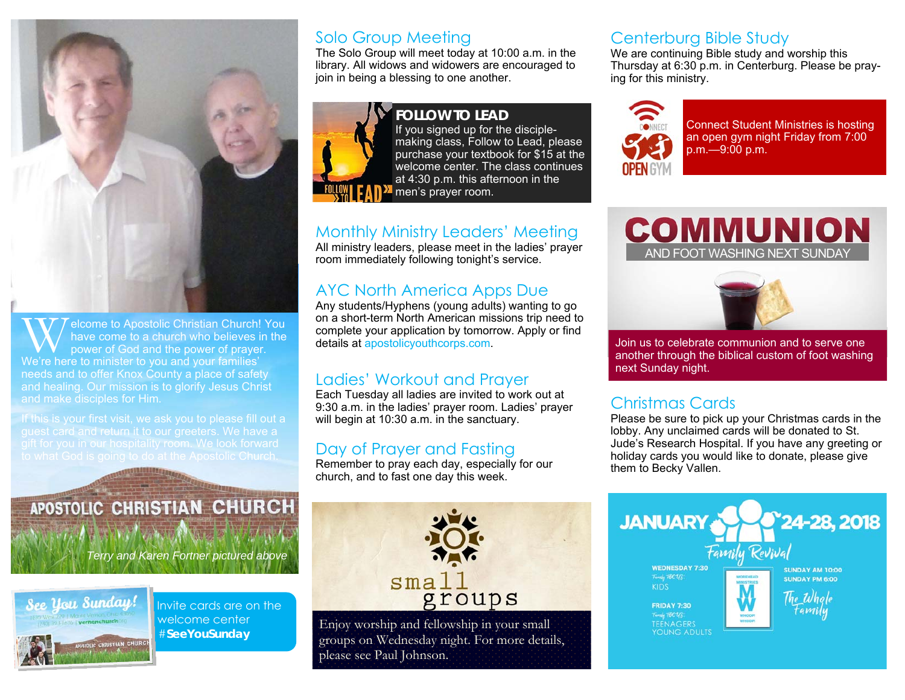Welcome to Apostolic Christian Church! You have come to a church who believes in the power of God and the power of prayer. We're here to minister to you and your families' needs and to offer Knox County a place of safety and healing. Our mission is to glorify Jesus Christ and make disciples for Him.

If this is your first visit, we ask you to please fill out a guest card and return it to our greeters. We have a gift for you in our hospitality room. We look forward to what God is going to do at the Apostolic Church.

APOSTOLIC CHRISTIAN CHURCH

*Terry and Karen Fortner pictured above*

See You Sunday!

Invite cards are on the welcome center
#**SeeYouSunday**

## Solo Group Meeting

The Solo Group will meet today at 10:00 a.m. in the library. All widows and widowers are encouraged to join in being a blessing to one another.

## FOLLOW TO LEAD

If you signed up for the disciple-making class, Follow to Lead, please purchase your textbook for $15 at the welcome center. The class continues at 4:30 p.m. this afternoon in the men's prayer room.

## Monthly Ministry Leaders' Meeting

All ministry leaders, please meet in the ladies' prayer room immediately following tonight's service.

## AYC North America Apps Due

Any students/Hyphens (young adults) wanting to go on a short-term North American missions trip need to complete your application by tomorrow. Apply or find details at apostolicyouthcorps.com.

## Ladies' Workout and Prayer

Each Tuesday all ladies are invited to work out at 9:30 a.m. in the ladies' prayer room. Ladies' prayer will begin at 10:30 a.m. in the sanctuary.

## Day of Prayer and Fasting

Remember to pray each day, especially for our church, and to fast one day this week.

## small groups

Enjoy worship and fellowship in your small groups on Wednesday night. For more details, please see Paul Johnson.

## Centerburg Bible Study

We are continuing Bible study and worship this Thursday at 6:30 p.m. in Centerburg. Please be praying for this ministry.

CONNECT OPEN GYM

Connect Student Ministries is hosting an open gym night Friday from 7:00 p.m.—9:00 p.m.

## COMMUNION

AND FOOT WASHING NEXT SUNDAY

Join us to celebrate communion and to serve one another through the biblical custom of foot washing next Sunday night.

## Christmas Cards

Please be sure to pick up your Christmas cards in the lobby. Any unclaimed cards will be donated to St. Jude's Research Hospital. If you have any greeting or holiday cards you would like to donate, please give them to Becky Vallen.

## JANUARY 24-28, 2018

Family Revival

WEDNESDAY 7:30
Family focus:
KIDS

FRIDAY 7:30
Family focus:
TEENAGERS
YOUNG ADULTS

SUNDAY AM 10:00
SUNDAY PM 6:00

The Whole Family